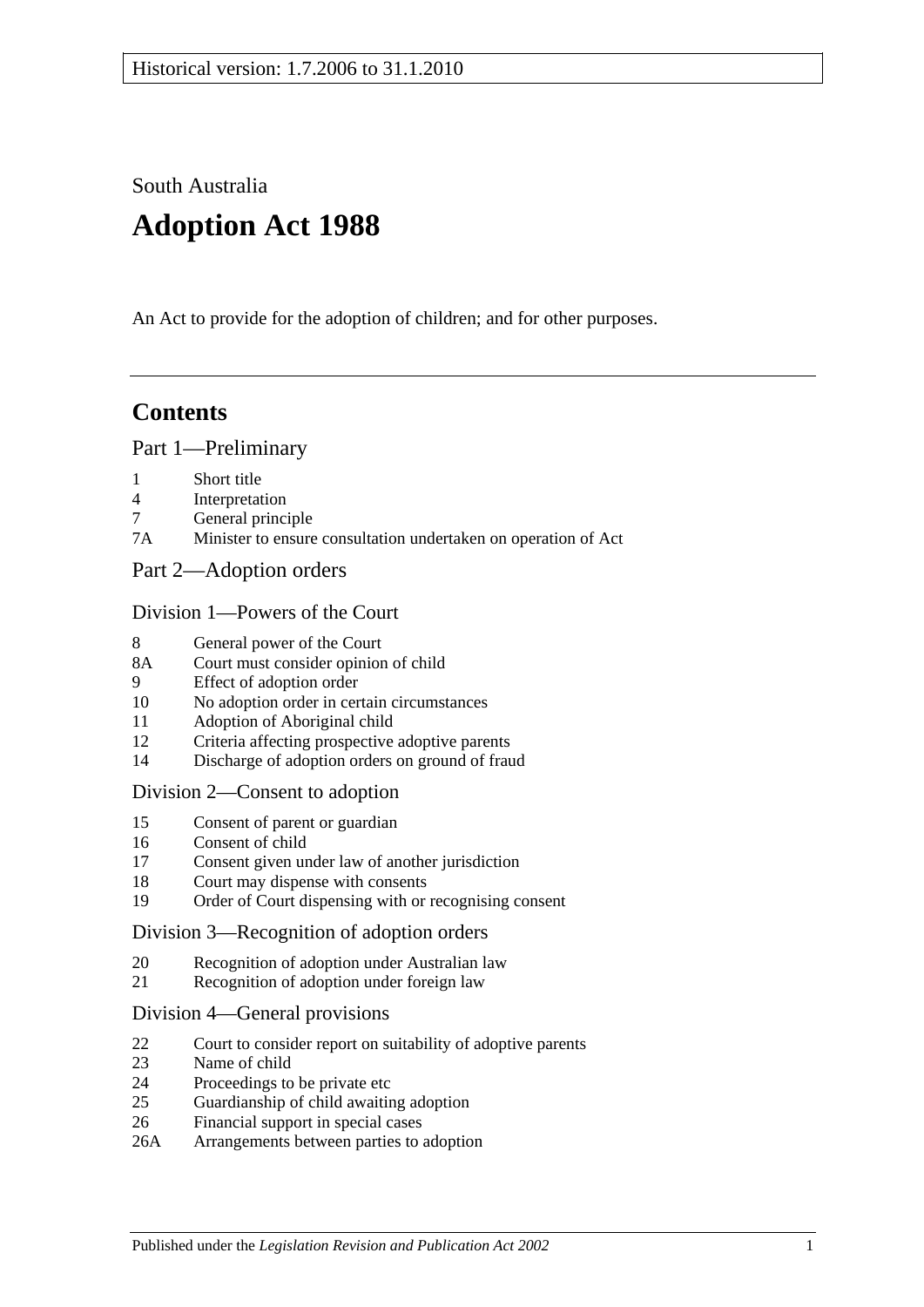Historical version: 1.7.2006 to 31.1.2010

South Australia

# Adoption Act 1988

An Act to provide for the adoption of children; and for other purposes.

---

## Contents

### Part 1—Preliminary

1 Short title
4 Interpretation
7 General principle
7A Minister to ensure consultation undertaken on operation of Act

### Part 2—Adoption orders

#### Division 1—Powers of the Court

8 General power of the Court
8A Court must consider opinion of child
9 Effect of adoption order
10 No adoption order in certain circumstances
11 Adoption of Aboriginal child
12 Criteria affecting prospective adoptive parents
14 Discharge of adoption orders on ground of fraud

#### Division 2—Consent to adoption

15 Consent of parent or guardian
16 Consent of child
17 Consent given under law of another jurisdiction
18 Court may dispense with consents
19 Order of Court dispensing with or recognising consent

#### Division 3—Recognition of adoption orders

20 Recognition of adoption under Australian law
21 Recognition of adoption under foreign law

#### Division 4—General provisions

22 Court to consider report on suitability of adoptive parents
23 Name of child
24 Proceedings to be private etc
25 Guardianship of child awaiting adoption
26 Financial support in special cases
26A Arrangements between parties to adoption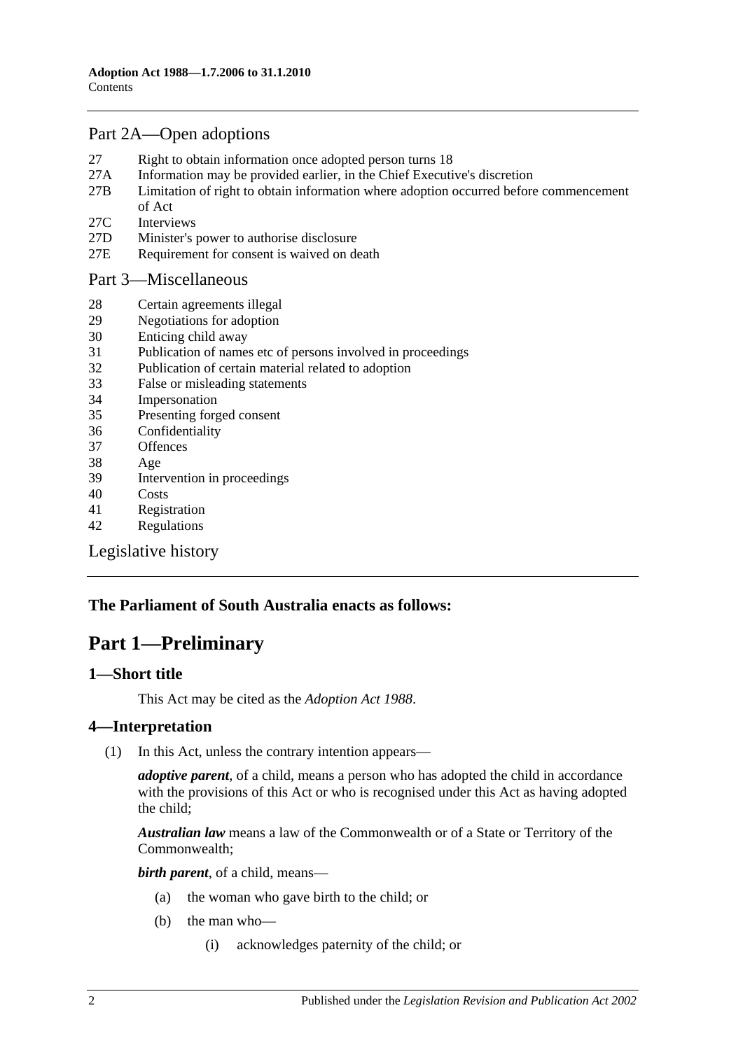## Part 2A—Open adoptions

27 Right to obtain information once adopted person turns 18
27A Information may be provided earlier, in the Chief Executive's discretion
27B Limitation of right to obtain information where adoption occurred before commencement of Act
27C Interviews
27D Minister's power to authorise disclosure
27E Requirement for consent is waived on death

## Part 3—Miscellaneous

28 Certain agreements illegal
29 Negotiations for adoption
30 Enticing child away
31 Publication of names etc of persons involved in proceedings
32 Publication of certain material related to adoption
33 False or misleading statements
34 Impersonation
35 Presenting forged consent
36 Confidentiality
37 Offences
38 Age
39 Intervention in proceedings
40 Costs
41 Registration
42 Regulations

## Legislative history

**The Parliament of South Australia enacts as follows:**

# Part 1—Preliminary

### 1—Short title

This Act may be cited as the *Adoption Act 1988*.

### 4—Interpretation

(1) In this Act, unless the contrary intention appears—

***adoptive parent***, of a child, means a person who has adopted the child in accordance with the provisions of this Act or who is recognised under this Act as having adopted the child;

***Australian law*** means a law of the Commonwealth or of a State or Territory of the Commonwealth;

***birth parent***, of a child, means—

(a) the woman who gave birth to the child; or

(b) the man who—

(i) acknowledges paternity of the child; or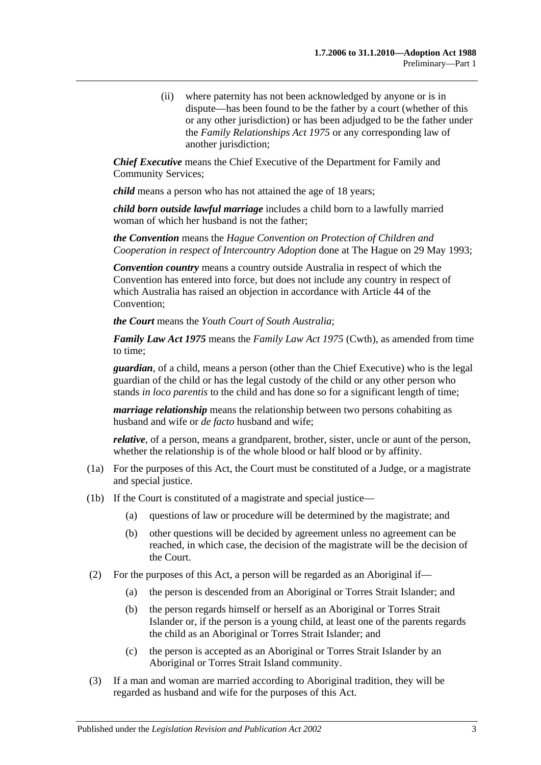(ii) where paternity has not been acknowledged by anyone or is in dispute—has been found to be the father by a court (whether of this or any other jurisdiction) or has been adjudged to be the father under the *Family Relationships Act 1975* or any corresponding law of another jurisdiction;

***Chief Executive*** means the Chief Executive of the Department for Family and Community Services;

***child*** means a person who has not attained the age of 18 years;

***child born outside lawful marriage*** includes a child born to a lawfully married woman of which her husband is not the father;

***the Convention*** means the *Hague Convention on Protection of Children and Cooperation in respect of Intercountry Adoption* done at The Hague on 29 May 1993;

***Convention country*** means a country outside Australia in respect of which the Convention has entered into force, but does not include any country in respect of which Australia has raised an objection in accordance with Article 44 of the Convention;

***the Court*** means the *Youth Court of South Australia*;

***Family Law Act 1975*** means the *Family Law Act 1975* (Cwth), as amended from time to time;

***guardian***, of a child, means a person (other than the Chief Executive) who is the legal guardian of the child or has the legal custody of the child or any other person who stands *in loco parentis* to the child and has done so for a significant length of time;

***marriage relationship*** means the relationship between two persons cohabiting as husband and wife or *de facto* husband and wife;

***relative***, of a person, means a grandparent, brother, sister, uncle or aunt of the person, whether the relationship is of the whole blood or half blood or by affinity.

(1a) For the purposes of this Act, the Court must be constituted of a Judge, or a magistrate and special justice.

(1b) If the Court is constituted of a magistrate and special justice—

(a) questions of law or procedure will be determined by the magistrate; and

(b) other questions will be decided by agreement unless no agreement can be reached, in which case, the decision of the magistrate will be the decision of the Court.

(2) For the purposes of this Act, a person will be regarded as an Aboriginal if—

(a) the person is descended from an Aboriginal or Torres Strait Islander; and

(b) the person regards himself or herself as an Aboriginal or Torres Strait Islander or, if the person is a young child, at least one of the parents regards the child as an Aboriginal or Torres Strait Islander; and

(c) the person is accepted as an Aboriginal or Torres Strait Islander by an Aboriginal or Torres Strait Island community.

(3) If a man and woman are married according to Aboriginal tradition, they will be regarded as husband and wife for the purposes of this Act.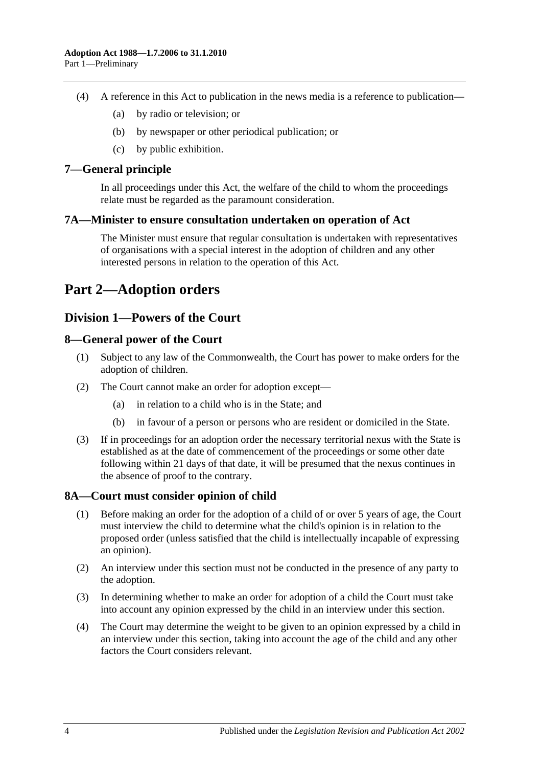(4) A reference in this Act to publication in the news media is a reference to publication—

(a) by radio or television; or

(b) by newspaper or other periodical publication; or

(c) by public exhibition.

### 7—General principle

In all proceedings under this Act, the welfare of the child to whom the proceedings relate must be regarded as the paramount consideration.

### 7A—Minister to ensure consultation undertaken on operation of Act

The Minister must ensure that regular consultation is undertaken with representatives of organisations with a special interest in the adoption of children and any other interested persons in relation to the operation of this Act.

# Part 2—Adoption orders

## Division 1—Powers of the Court

### 8—General power of the Court

(1) Subject to any law of the Commonwealth, the Court has power to make orders for the adoption of children.

(2) The Court cannot make an order for adoption except—

(a) in relation to a child who is in the State; and

(b) in favour of a person or persons who are resident or domiciled in the State.

(3) If in proceedings for an adoption order the necessary territorial nexus with the State is established as at the date of commencement of the proceedings or some other date following within 21 days of that date, it will be presumed that the nexus continues in the absence of proof to the contrary.

### 8A—Court must consider opinion of child

(1) Before making an order for the adoption of a child of or over 5 years of age, the Court must interview the child to determine what the child's opinion is in relation to the proposed order (unless satisfied that the child is intellectually incapable of expressing an opinion).

(2) An interview under this section must not be conducted in the presence of any party to the adoption.

(3) In determining whether to make an order for adoption of a child the Court must take into account any opinion expressed by the child in an interview under this section.

(4) The Court may determine the weight to be given to an opinion expressed by a child in an interview under this section, taking into account the age of the child and any other factors the Court considers relevant.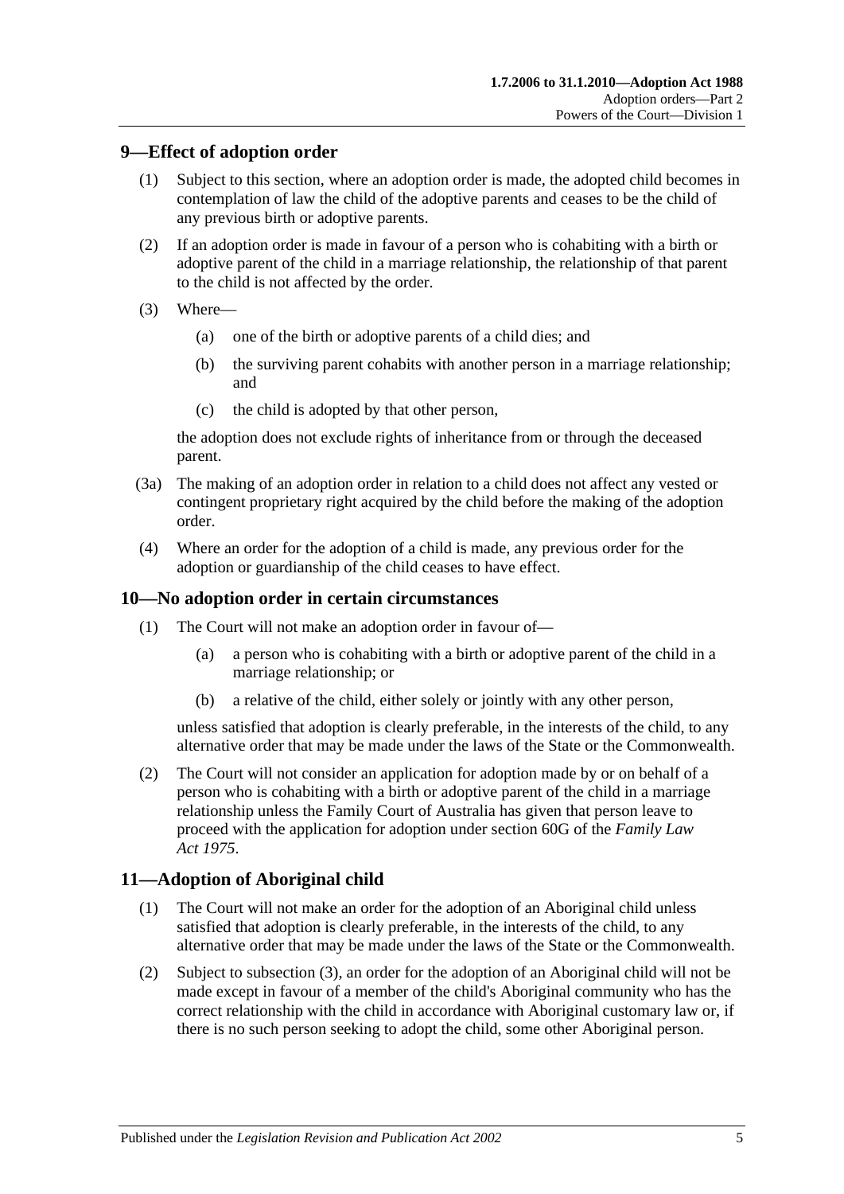## 9—Effect of adoption order

(1) Subject to this section, where an adoption order is made, the adopted child becomes in contemplation of law the child of the adoptive parents and ceases to be the child of any previous birth or adoptive parents.

(2) If an adoption order is made in favour of a person who is cohabiting with a birth or adoptive parent of the child in a marriage relationship, the relationship of that parent to the child is not affected by the order.

(3) Where—

  (a) one of the birth or adoptive parents of a child dies; and

  (b) the surviving parent cohabits with another person in a marriage relationship; and

  (c) the child is adopted by that other person,

the adoption does not exclude rights of inheritance from or through the deceased parent.

(3a) The making of an adoption order in relation to a child does not affect any vested or contingent proprietary right acquired by the child before the making of the adoption order.

(4) Where an order for the adoption of a child is made, any previous order for the adoption or guardianship of the child ceases to have effect.

## 10—No adoption order in certain circumstances

(1) The Court will not make an adoption order in favour of—

  (a) a person who is cohabiting with a birth or adoptive parent of the child in a marriage relationship; or

  (b) a relative of the child, either solely or jointly with any other person,

unless satisfied that adoption is clearly preferable, in the interests of the child, to any alternative order that may be made under the laws of the State or the Commonwealth.

(2) The Court will not consider an application for adoption made by or on behalf of a person who is cohabiting with a birth or adoptive parent of the child in a marriage relationship unless the Family Court of Australia has given that person leave to proceed with the application for adoption under section 60G of the *Family Law Act 1975*.

## 11—Adoption of Aboriginal child

(1) The Court will not make an order for the adoption of an Aboriginal child unless satisfied that adoption is clearly preferable, in the interests of the child, to any alternative order that may be made under the laws of the State or the Commonwealth.

(2) Subject to subsection (3), an order for the adoption of an Aboriginal child will not be made except in favour of a member of the child's Aboriginal community who has the correct relationship with the child in accordance with Aboriginal customary law or, if there is no such person seeking to adopt the child, some other Aboriginal person.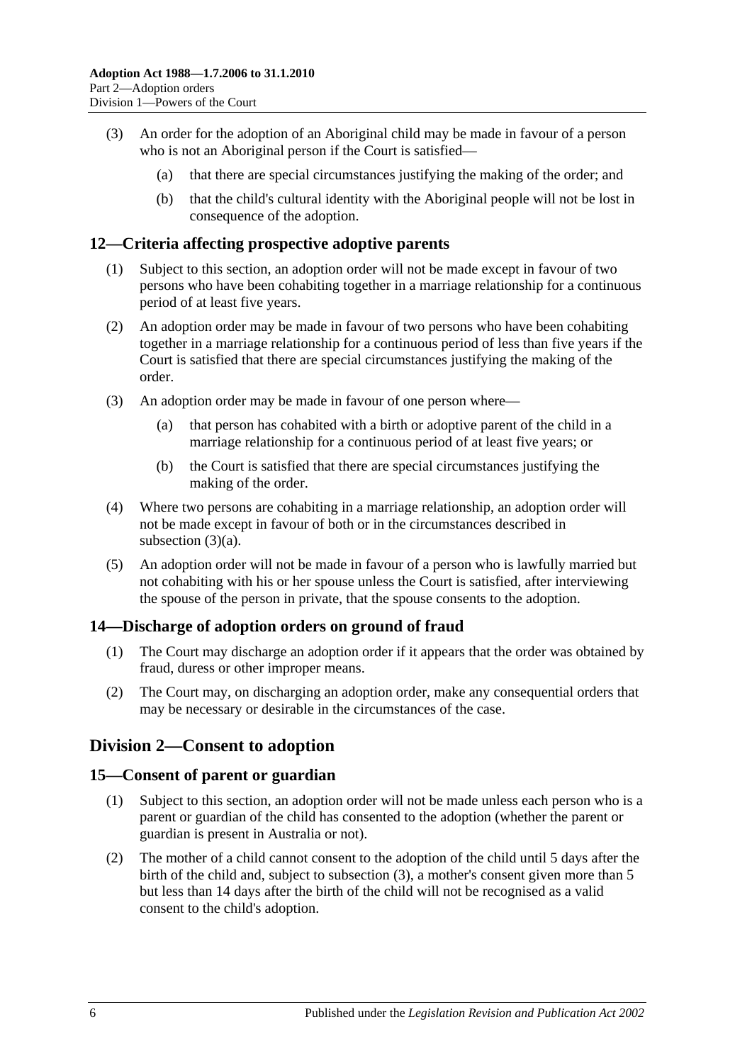(3) An order for the adoption of an Aboriginal child may be made in favour of a person who is not an Aboriginal person if the Court is satisfied—

(a) that there are special circumstances justifying the making of the order; and

(b) that the child's cultural identity with the Aboriginal people will not be lost in consequence of the adoption.

## 12—Criteria affecting prospective adoptive parents

(1) Subject to this section, an adoption order will not be made except in favour of two persons who have been cohabiting together in a marriage relationship for a continuous period of at least five years.

(2) An adoption order may be made in favour of two persons who have been cohabiting together in a marriage relationship for a continuous period of less than five years if the Court is satisfied that there are special circumstances justifying the making of the order.

(3) An adoption order may be made in favour of one person where—

(a) that person has cohabited with a birth or adoptive parent of the child in a marriage relationship for a continuous period of at least five years; or

(b) the Court is satisfied that there are special circumstances justifying the making of the order.

(4) Where two persons are cohabiting in a marriage relationship, an adoption order will not be made except in favour of both or in the circumstances described in subsection (3)(a).

(5) An adoption order will not be made in favour of a person who is lawfully married but not cohabiting with his or her spouse unless the Court is satisfied, after interviewing the spouse of the person in private, that the spouse consents to the adoption.

## 14—Discharge of adoption orders on ground of fraud

(1) The Court may discharge an adoption order if it appears that the order was obtained by fraud, duress or other improper means.

(2) The Court may, on discharging an adoption order, make any consequential orders that may be necessary or desirable in the circumstances of the case.

# Division 2—Consent to adoption

## 15—Consent of parent or guardian

(1) Subject to this section, an adoption order will not be made unless each person who is a parent or guardian of the child has consented to the adoption (whether the parent or guardian is present in Australia or not).

(2) The mother of a child cannot consent to the adoption of the child until 5 days after the birth of the child and, subject to subsection (3), a mother's consent given more than 5 but less than 14 days after the birth of the child will not be recognised as a valid consent to the child's adoption.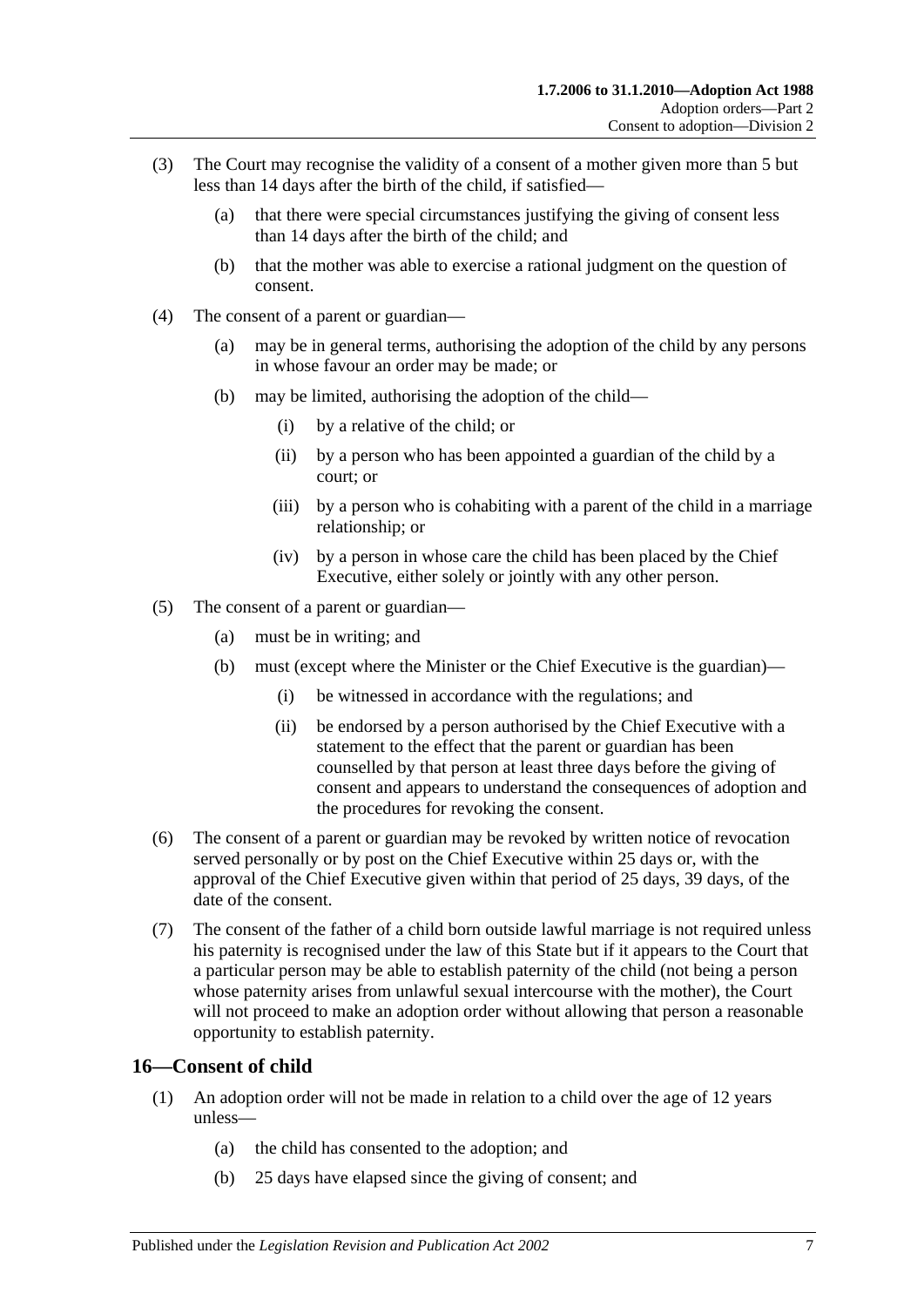(3) The Court may recognise the validity of a consent of a mother given more than 5 but less than 14 days after the birth of the child, if satisfied—

- (a) that there were special circumstances justifying the giving of consent less than 14 days after the birth of the child; and
- (b) that the mother was able to exercise a rational judgment on the question of consent.

(4) The consent of a parent or guardian—

- (a) may be in general terms, authorising the adoption of the child by any persons in whose favour an order may be made; or
- (b) may be limited, authorising the adoption of the child—
  - (i) by a relative of the child; or
  - (ii) by a person who has been appointed a guardian of the child by a court; or
  - (iii) by a person who is cohabiting with a parent of the child in a marriage relationship; or
  - (iv) by a person in whose care the child has been placed by the Chief Executive, either solely or jointly with any other person.

(5) The consent of a parent or guardian—

- (a) must be in writing; and
- (b) must (except where the Minister or the Chief Executive is the guardian)—
  - (i) be witnessed in accordance with the regulations; and
  - (ii) be endorsed by a person authorised by the Chief Executive with a statement to the effect that the parent or guardian has been counselled by that person at least three days before the giving of consent and appears to understand the consequences of adoption and the procedures for revoking the consent.

(6) The consent of a parent or guardian may be revoked by written notice of revocation served personally or by post on the Chief Executive within 25 days or, with the approval of the Chief Executive given within that period of 25 days, 39 days, of the date of the consent.

(7) The consent of the father of a child born outside lawful marriage is not required unless his paternity is recognised under the law of this State but if it appears to the Court that a particular person may be able to establish paternity of the child (not being a person whose paternity arises from unlawful sexual intercourse with the mother), the Court will not proceed to make an adoption order without allowing that person a reasonable opportunity to establish paternity.

## 16—Consent of child

(1) An adoption order will not be made in relation to a child over the age of 12 years unless—

- (a) the child has consented to the adoption; and
- (b) 25 days have elapsed since the giving of consent; and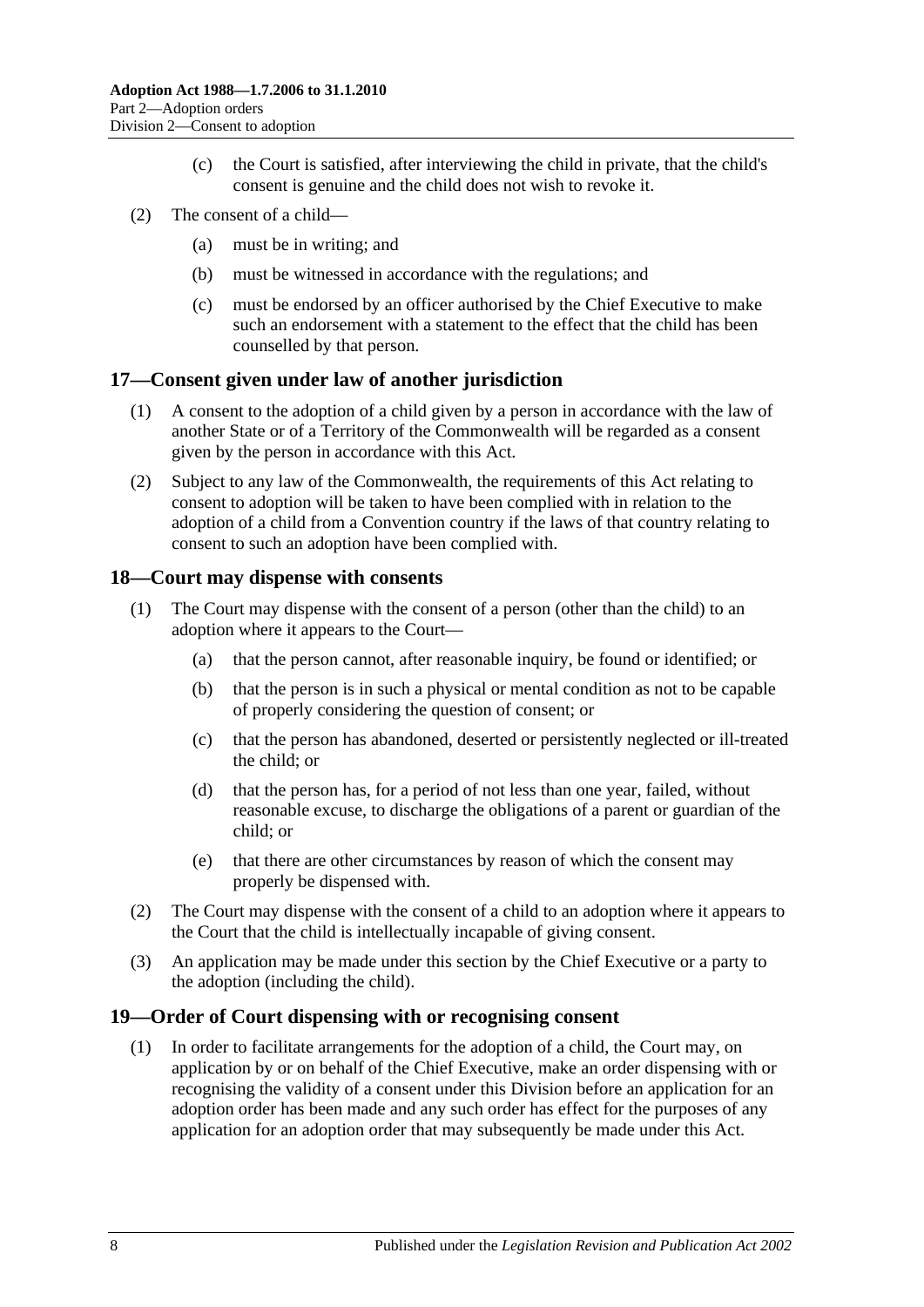(c) the Court is satisfied, after interviewing the child in private, that the child's consent is genuine and the child does not wish to revoke it.

(2) The consent of a child—

(a) must be in writing; and

(b) must be witnessed in accordance with the regulations; and

(c) must be endorsed by an officer authorised by the Chief Executive to make such an endorsement with a statement to the effect that the child has been counselled by that person.

## 17—Consent given under law of another jurisdiction

(1) A consent to the adoption of a child given by a person in accordance with the law of another State or of a Territory of the Commonwealth will be regarded as a consent given by the person in accordance with this Act.

(2) Subject to any law of the Commonwealth, the requirements of this Act relating to consent to adoption will be taken to have been complied with in relation to the adoption of a child from a Convention country if the laws of that country relating to consent to such an adoption have been complied with.

## 18—Court may dispense with consents

(1) The Court may dispense with the consent of a person (other than the child) to an adoption where it appears to the Court—

(a) that the person cannot, after reasonable inquiry, be found or identified; or

(b) that the person is in such a physical or mental condition as not to be capable of properly considering the question of consent; or

(c) that the person has abandoned, deserted or persistently neglected or ill-treated the child; or

(d) that the person has, for a period of not less than one year, failed, without reasonable excuse, to discharge the obligations of a parent or guardian of the child; or

(e) that there are other circumstances by reason of which the consent may properly be dispensed with.

(2) The Court may dispense with the consent of a child to an adoption where it appears to the Court that the child is intellectually incapable of giving consent.

(3) An application may be made under this section by the Chief Executive or a party to the adoption (including the child).

## 19—Order of Court dispensing with or recognising consent

(1) In order to facilitate arrangements for the adoption of a child, the Court may, on application by or on behalf of the Chief Executive, make an order dispensing with or recognising the validity of a consent under this Division before an application for an adoption order has been made and any such order has effect for the purposes of any application for an adoption order that may subsequently be made under this Act.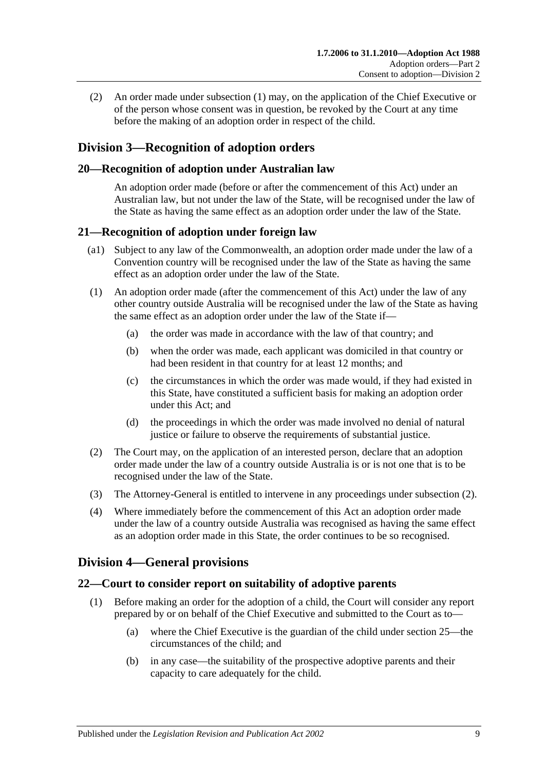(2) An order made under subsection (1) may, on the application of the Chief Executive or of the person whose consent was in question, be revoked by the Court at any time before the making of an adoption order in respect of the child.

## Division 3—Recognition of adoption orders

### 20—Recognition of adoption under Australian law

An adoption order made (before or after the commencement of this Act) under an Australian law, but not under the law of the State, will be recognised under the law of the State as having the same effect as an adoption order under the law of the State.

### 21—Recognition of adoption under foreign law

(a1) Subject to any law of the Commonwealth, an adoption order made under the law of a Convention country will be recognised under the law of the State as having the same effect as an adoption order under the law of the State.

(1) An adoption order made (after the commencement of this Act) under the law of any other country outside Australia will be recognised under the law of the State as having the same effect as an adoption order under the law of the State if—

- (a) the order was made in accordance with the law of that country; and
- (b) when the order was made, each applicant was domiciled in that country or had been resident in that country for at least 12 months; and
- (c) the circumstances in which the order was made would, if they had existed in this State, have constituted a sufficient basis for making an adoption order under this Act; and
- (d) the proceedings in which the order was made involved no denial of natural justice or failure to observe the requirements of substantial justice.

(2) The Court may, on the application of an interested person, declare that an adoption order made under the law of a country outside Australia is or is not one that is to be recognised under the law of the State.

(3) The Attorney-General is entitled to intervene in any proceedings under subsection (2).

(4) Where immediately before the commencement of this Act an adoption order made under the law of a country outside Australia was recognised as having the same effect as an adoption order made in this State, the order continues to be so recognised.

## Division 4—General provisions

### 22—Court to consider report on suitability of adoptive parents

(1) Before making an order for the adoption of a child, the Court will consider any report prepared by or on behalf of the Chief Executive and submitted to the Court as to—

- (a) where the Chief Executive is the guardian of the child under section 25—the circumstances of the child; and
- (b) in any case—the suitability of the prospective adoptive parents and their capacity to care adequately for the child.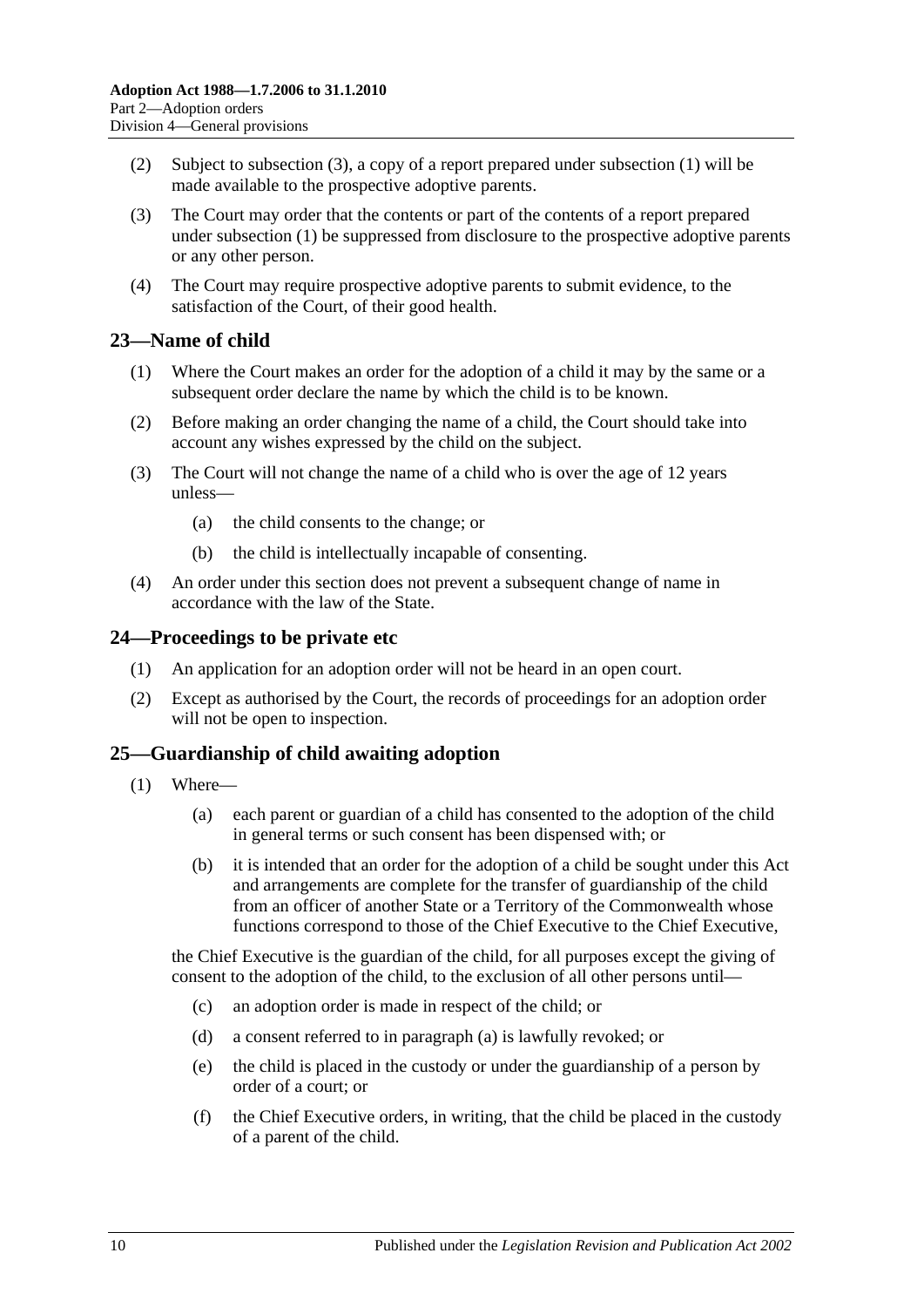(2) Subject to subsection (3), a copy of a report prepared under subsection (1) will be made available to the prospective adoptive parents.

(3) The Court may order that the contents or part of the contents of a report prepared under subsection (1) be suppressed from disclosure to the prospective adoptive parents or any other person.

(4) The Court may require prospective adoptive parents to submit evidence, to the satisfaction of the Court, of their good health.

## 23—Name of child

(1) Where the Court makes an order for the adoption of a child it may by the same or a subsequent order declare the name by which the child is to be known.

(2) Before making an order changing the name of a child, the Court should take into account any wishes expressed by the child on the subject.

(3) The Court will not change the name of a child who is over the age of 12 years unless—

- (a) the child consents to the change; or
- (b) the child is intellectually incapable of consenting.

(4) An order under this section does not prevent a subsequent change of name in accordance with the law of the State.

## 24—Proceedings to be private etc

(1) An application for an adoption order will not be heard in an open court.

(2) Except as authorised by the Court, the records of proceedings for an adoption order will not be open to inspection.

## 25—Guardianship of child awaiting adoption

(1) Where—

- (a) each parent or guardian of a child has consented to the adoption of the child in general terms or such consent has been dispensed with; or
- (b) it is intended that an order for the adoption of a child be sought under this Act and arrangements are complete for the transfer of guardianship of the child from an officer of another State or a Territory of the Commonwealth whose functions correspond to those of the Chief Executive to the Chief Executive,

the Chief Executive is the guardian of the child, for all purposes except the giving of consent to the adoption of the child, to the exclusion of all other persons until—

- (c) an adoption order is made in respect of the child; or
- (d) a consent referred to in paragraph (a) is lawfully revoked; or
- (e) the child is placed in the custody or under the guardianship of a person by order of a court; or
- (f) the Chief Executive orders, in writing, that the child be placed in the custody of a parent of the child.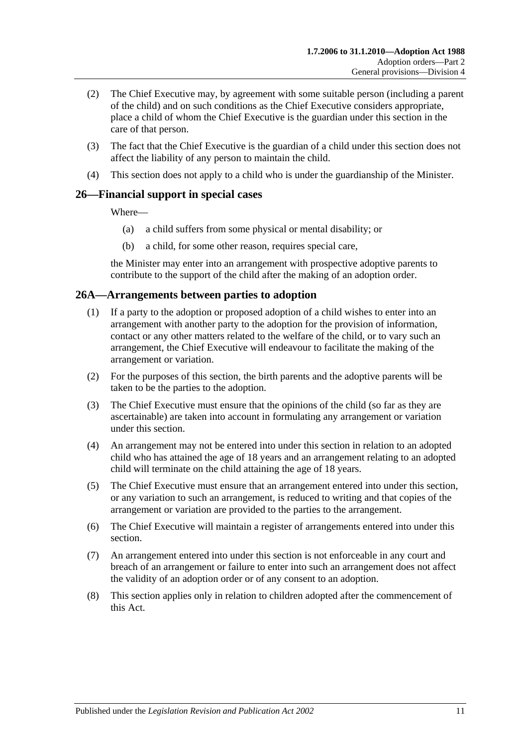(2) The Chief Executive may, by agreement with some suitable person (including a parent of the child) and on such conditions as the Chief Executive considers appropriate, place a child of whom the Chief Executive is the guardian under this section in the care of that person.

(3) The fact that the Chief Executive is the guardian of a child under this section does not affect the liability of any person to maintain the child.

(4) This section does not apply to a child who is under the guardianship of the Minister.

## 26—Financial support in special cases

Where—

(a) a child suffers from some physical or mental disability; or

(b) a child, for some other reason, requires special care,

the Minister may enter into an arrangement with prospective adoptive parents to contribute to the support of the child after the making of an adoption order.

## 26A—Arrangements between parties to adoption

(1) If a party to the adoption or proposed adoption of a child wishes to enter into an arrangement with another party to the adoption for the provision of information, contact or any other matters related to the welfare of the child, or to vary such an arrangement, the Chief Executive will endeavour to facilitate the making of the arrangement or variation.

(2) For the purposes of this section, the birth parents and the adoptive parents will be taken to be the parties to the adoption.

(3) The Chief Executive must ensure that the opinions of the child (so far as they are ascertainable) are taken into account in formulating any arrangement or variation under this section.

(4) An arrangement may not be entered into under this section in relation to an adopted child who has attained the age of 18 years and an arrangement relating to an adopted child will terminate on the child attaining the age of 18 years.

(5) The Chief Executive must ensure that an arrangement entered into under this section, or any variation to such an arrangement, is reduced to writing and that copies of the arrangement or variation are provided to the parties to the arrangement.

(6) The Chief Executive will maintain a register of arrangements entered into under this section.

(7) An arrangement entered into under this section is not enforceable in any court and breach of an arrangement or failure to enter into such an arrangement does not affect the validity of an adoption order or of any consent to an adoption.

(8) This section applies only in relation to children adopted after the commencement of this Act.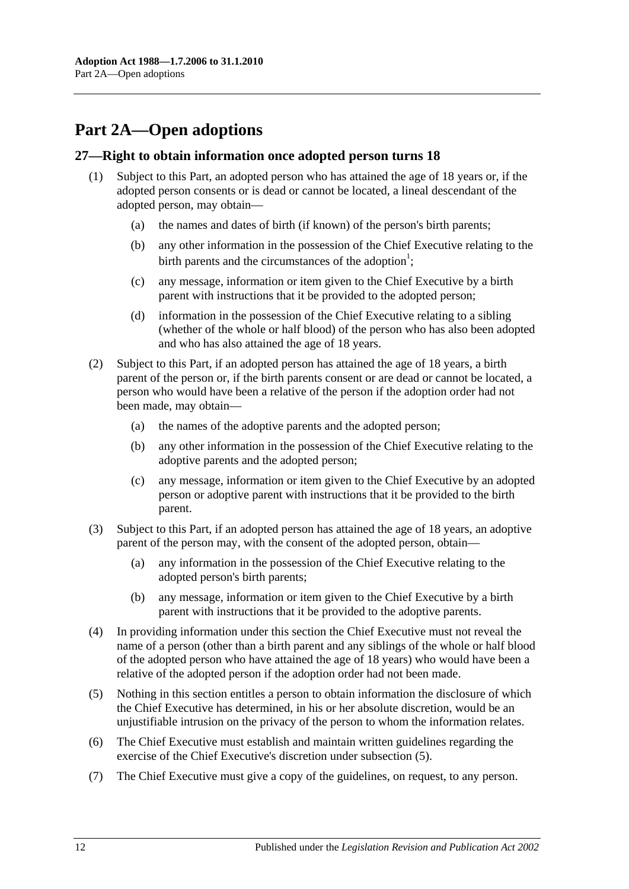# Part 2A—Open adoptions

## 27—Right to obtain information once adopted person turns 18

(1) Subject to this Part, an adopted person who has attained the age of 18 years or, if the adopted person consents or is dead or cannot be located, a lineal descendant of the adopted person, may obtain—

(a) the names and dates of birth (if known) of the person's birth parents;

(b) any other information in the possession of the Chief Executive relating to the birth parents and the circumstances of the adoption[1];

(c) any message, information or item given to the Chief Executive by a birth parent with instructions that it be provided to the adopted person;

(d) information in the possession of the Chief Executive relating to a sibling (whether of the whole or half blood) of the person who has also been adopted and who has also attained the age of 18 years.

(2) Subject to this Part, if an adopted person has attained the age of 18 years, a birth parent of the person or, if the birth parents consent or are dead or cannot be located, a person who would have been a relative of the person if the adoption order had not been made, may obtain—

(a) the names of the adoptive parents and the adopted person;

(b) any other information in the possession of the Chief Executive relating to the adoptive parents and the adopted person;

(c) any message, information or item given to the Chief Executive by an adopted person or adoptive parent with instructions that it be provided to the birth parent.

(3) Subject to this Part, if an adopted person has attained the age of 18 years, an adoptive parent of the person may, with the consent of the adopted person, obtain—

(a) any information in the possession of the Chief Executive relating to the adopted person's birth parents;

(b) any message, information or item given to the Chief Executive by a birth parent with instructions that it be provided to the adoptive parents.

(4) In providing information under this section the Chief Executive must not reveal the name of a person (other than a birth parent and any siblings of the whole or half blood of the adopted person who have attained the age of 18 years) who would have been a relative of the adopted person if the adoption order had not been made.

(5) Nothing in this section entitles a person to obtain information the disclosure of which the Chief Executive has determined, in his or her absolute discretion, would be an unjustifiable intrusion on the privacy of the person to whom the information relates.

(6) The Chief Executive must establish and maintain written guidelines regarding the exercise of the Chief Executive's discretion under subsection (5).

(7) The Chief Executive must give a copy of the guidelines, on request, to any person.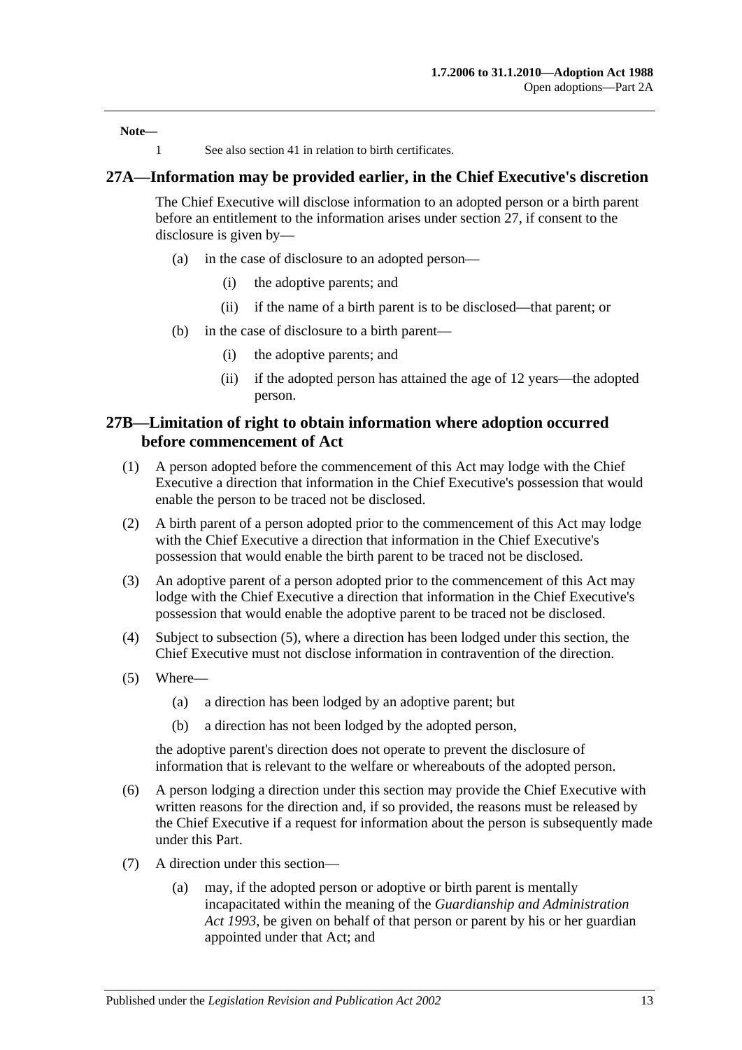**Note—**

1 See also section 41 in relation to birth certificates.

## 27A—Information may be provided earlier, in the Chief Executive's discretion

The Chief Executive will disclose information to an adopted person or a birth parent before an entitlement to the information arises under section 27, if consent to the disclosure is given by—

- (a) in the case of disclosure to an adopted person—
  - (i) the adoptive parents; and
  - (ii) if the name of a birth parent is to be disclosed—that parent; or
- (b) in the case of disclosure to a birth parent—
  - (i) the adoptive parents; and
  - (ii) if the adopted person has attained the age of 12 years—the adopted person.

## 27B—Limitation of right to obtain information where adoption occurred before commencement of Act

(1) A person adopted before the commencement of this Act may lodge with the Chief Executive a direction that information in the Chief Executive's possession that would enable the person to be traced not be disclosed.

(2) A birth parent of a person adopted prior to the commencement of this Act may lodge with the Chief Executive a direction that information in the Chief Executive's possession that would enable the birth parent to be traced not be disclosed.

(3) An adoptive parent of a person adopted prior to the commencement of this Act may lodge with the Chief Executive a direction that information in the Chief Executive's possession that would enable the adoptive parent to be traced not be disclosed.

(4) Subject to subsection (5), where a direction has been lodged under this section, the Chief Executive must not disclose information in contravention of the direction.

(5) Where—

- (a) a direction has been lodged by an adoptive parent; but
- (b) a direction has not been lodged by the adopted person,

the adoptive parent's direction does not operate to prevent the disclosure of information that is relevant to the welfare or whereabouts of the adopted person.

(6) A person lodging a direction under this section may provide the Chief Executive with written reasons for the direction and, if so provided, the reasons must be released by the Chief Executive if a request for information about the person is subsequently made under this Part.

(7) A direction under this section—

- (a) may, if the adopted person or adoptive or birth parent is mentally incapacitated within the meaning of the *Guardianship and Administration Act 1993*, be given on behalf of that person or parent by his or her guardian appointed under that Act; and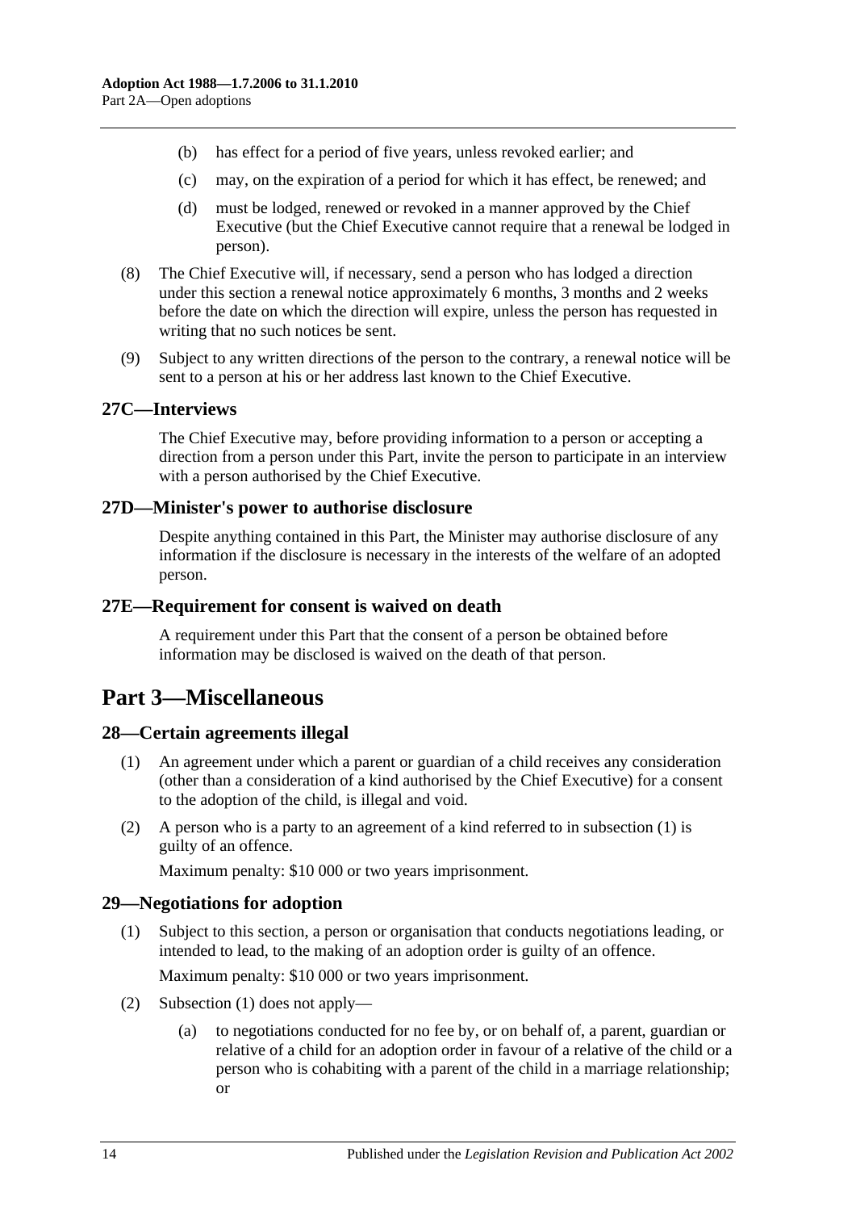(b) has effect for a period of five years, unless revoked earlier; and

(c) may, on the expiration of a period for which it has effect, be renewed; and

(d) must be lodged, renewed or revoked in a manner approved by the Chief Executive (but the Chief Executive cannot require that a renewal be lodged in person).

(8) The Chief Executive will, if necessary, send a person who has lodged a direction under this section a renewal notice approximately 6 months, 3 months and 2 weeks before the date on which the direction will expire, unless the person has requested in writing that no such notices be sent.

(9) Subject to any written directions of the person to the contrary, a renewal notice will be sent to a person at his or her address last known to the Chief Executive.

### 27C—Interviews

The Chief Executive may, before providing information to a person or accepting a direction from a person under this Part, invite the person to participate in an interview with a person authorised by the Chief Executive.

### 27D—Minister's power to authorise disclosure

Despite anything contained in this Part, the Minister may authorise disclosure of any information if the disclosure is necessary in the interests of the welfare of an adopted person.

### 27E—Requirement for consent is waived on death

A requirement under this Part that the consent of a person be obtained before information may be disclosed is waived on the death of that person.

## Part 3—Miscellaneous

### 28—Certain agreements illegal

(1) An agreement under which a parent or guardian of a child receives any consideration (other than a consideration of a kind authorised by the Chief Executive) for a consent to the adoption of the child, is illegal and void.

(2) A person who is a party to an agreement of a kind referred to in subsection (1) is guilty of an offence.

Maximum penalty: $10 000 or two years imprisonment.

### 29—Negotiations for adoption

(1) Subject to this section, a person or organisation that conducts negotiations leading, or intended to lead, to the making of an adoption order is guilty of an offence.

Maximum penalty: $10 000 or two years imprisonment.

(2) Subsection (1) does not apply—

(a) to negotiations conducted for no fee by, or on behalf of, a parent, guardian or relative of a child for an adoption order in favour of a relative of the child or a person who is cohabiting with a parent of the child in a marriage relationship; or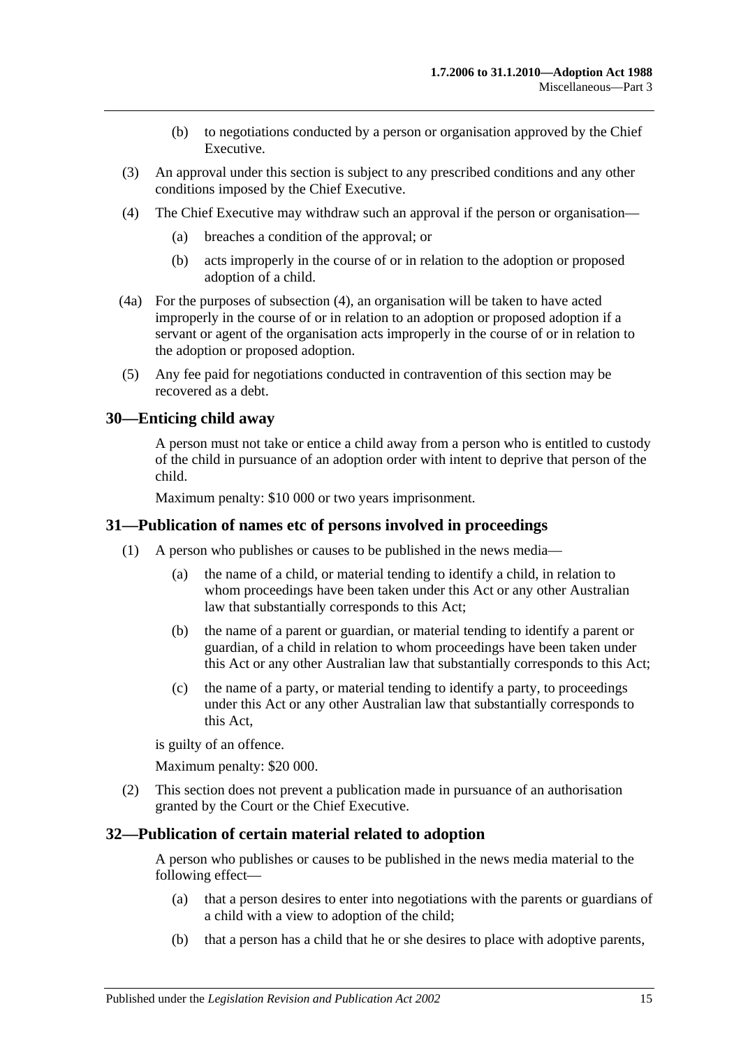(b) to negotiations conducted by a person or organisation approved by the Chief Executive.

(3) An approval under this section is subject to any prescribed conditions and any other conditions imposed by the Chief Executive.

(4) The Chief Executive may withdraw such an approval if the person or organisation—

(a) breaches a condition of the approval; or

(b) acts improperly in the course of or in relation to the adoption or proposed adoption of a child.

(4a) For the purposes of subsection (4), an organisation will be taken to have acted improperly in the course of or in relation to an adoption or proposed adoption if a servant or agent of the organisation acts improperly in the course of or in relation to the adoption or proposed adoption.

(5) Any fee paid for negotiations conducted in contravention of this section may be recovered as a debt.

## 30—Enticing child away

A person must not take or entice a child away from a person who is entitled to custody of the child in pursuance of an adoption order with intent to deprive that person of the child.

Maximum penalty: $10 000 or two years imprisonment.

## 31—Publication of names etc of persons involved in proceedings

(1) A person who publishes or causes to be published in the news media—

(a) the name of a child, or material tending to identify a child, in relation to whom proceedings have been taken under this Act or any other Australian law that substantially corresponds to this Act;

(b) the name of a parent or guardian, or material tending to identify a parent or guardian, of a child in relation to whom proceedings have been taken under this Act or any other Australian law that substantially corresponds to this Act;

(c) the name of a party, or material tending to identify a party, to proceedings under this Act or any other Australian law that substantially corresponds to this Act,

is guilty of an offence.

Maximum penalty: $20 000.

(2) This section does not prevent a publication made in pursuance of an authorisation granted by the Court or the Chief Executive.

## 32—Publication of certain material related to adoption

A person who publishes or causes to be published in the news media material to the following effect—

(a) that a person desires to enter into negotiations with the parents or guardians of a child with a view to adoption of the child;

(b) that a person has a child that he or she desires to place with adoptive parents,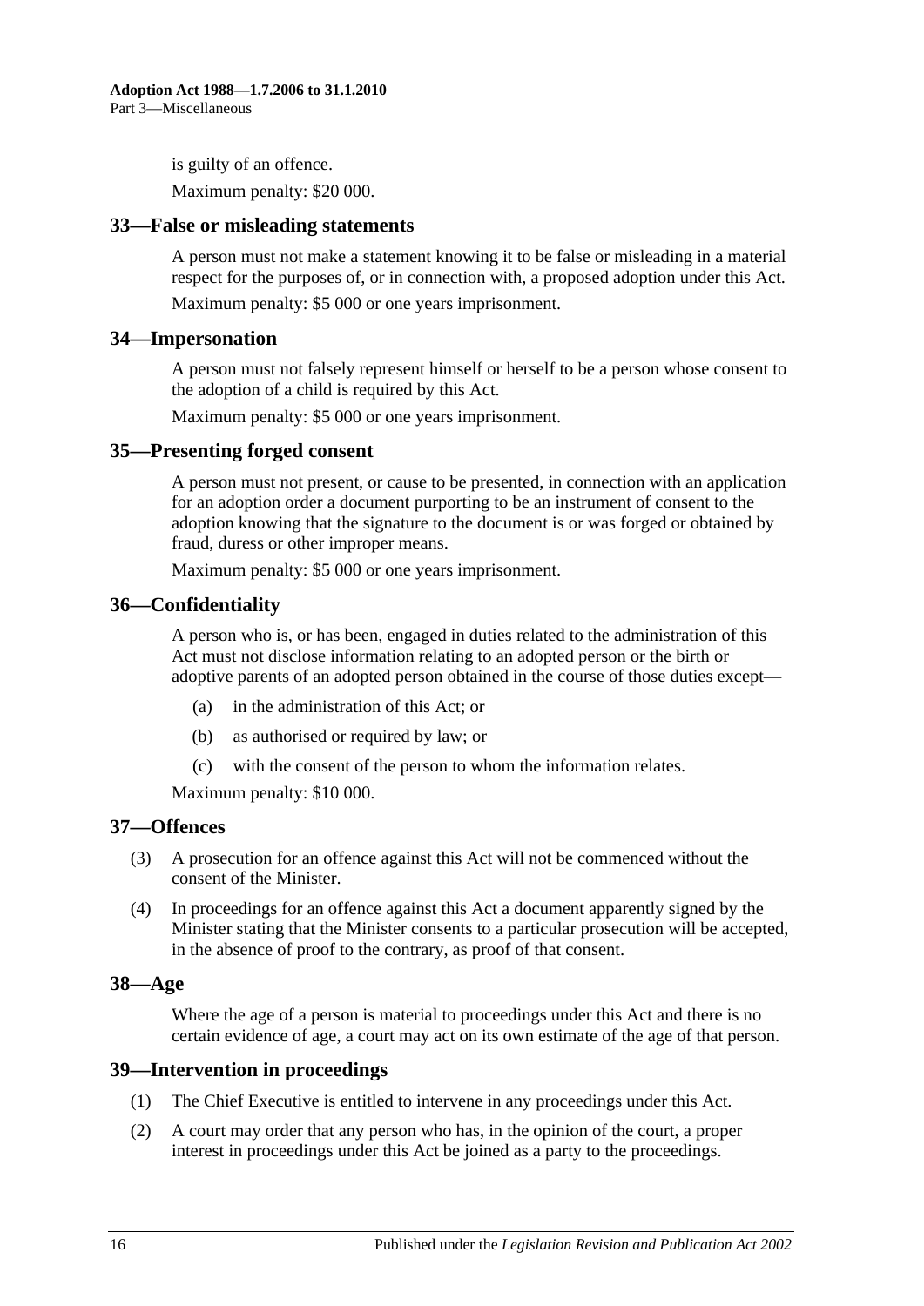is guilty of an offence.

Maximum penalty: $20 000.

## 33—False or misleading statements

A person must not make a statement knowing it to be false or misleading in a material respect for the purposes of, or in connection with, a proposed adoption under this Act.

Maximum penalty: $5 000 or one years imprisonment.

## 34—Impersonation

A person must not falsely represent himself or herself to be a person whose consent to the adoption of a child is required by this Act.

Maximum penalty: $5 000 or one years imprisonment.

## 35—Presenting forged consent

A person must not present, or cause to be presented, in connection with an application for an adoption order a document purporting to be an instrument of consent to the adoption knowing that the signature to the document is or was forged or obtained by fraud, duress or other improper means.

Maximum penalty: $5 000 or one years imprisonment.

## 36—Confidentiality

A person who is, or has been, engaged in duties related to the administration of this Act must not disclose information relating to an adopted person or the birth or adoptive parents of an adopted person obtained in the course of those duties except—

(a) in the administration of this Act; or

(b) as authorised or required by law; or

(c) with the consent of the person to whom the information relates.

Maximum penalty: $10 000.

## 37—Offences

(3) A prosecution for an offence against this Act will not be commenced without the consent of the Minister.

(4) In proceedings for an offence against this Act a document apparently signed by the Minister stating that the Minister consents to a particular prosecution will be accepted, in the absence of proof to the contrary, as proof of that consent.

## 38—Age

Where the age of a person is material to proceedings under this Act and there is no certain evidence of age, a court may act on its own estimate of the age of that person.

## 39—Intervention in proceedings

(1) The Chief Executive is entitled to intervene in any proceedings under this Act.

(2) A court may order that any person who has, in the opinion of the court, a proper interest in proceedings under this Act be joined as a party to the proceedings.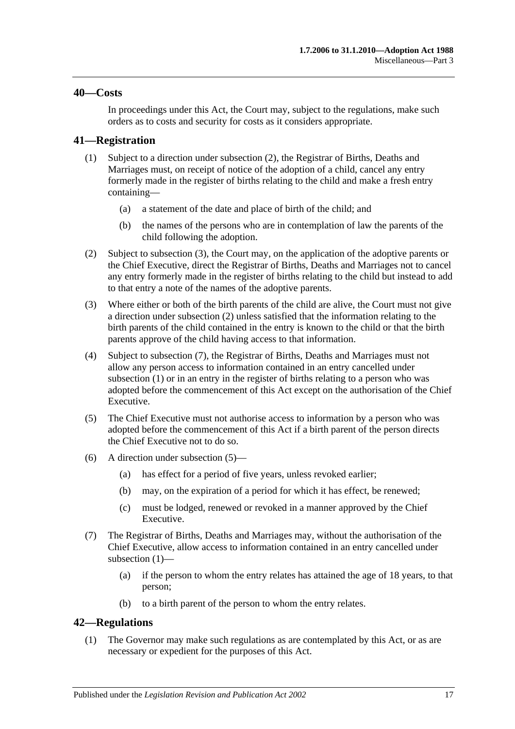## 40—Costs

In proceedings under this Act, the Court may, subject to the regulations, make such orders as to costs and security for costs as it considers appropriate.

## 41—Registration

(1) Subject to a direction under subsection (2), the Registrar of Births, Deaths and Marriages must, on receipt of notice of the adoption of a child, cancel any entry formerly made in the register of births relating to the child and make a fresh entry containing—

(a) a statement of the date and place of birth of the child; and

(b) the names of the persons who are in contemplation of law the parents of the child following the adoption.

(2) Subject to subsection (3), the Court may, on the application of the adoptive parents or the Chief Executive, direct the Registrar of Births, Deaths and Marriages not to cancel any entry formerly made in the register of births relating to the child but instead to add to that entry a note of the names of the adoptive parents.

(3) Where either or both of the birth parents of the child are alive, the Court must not give a direction under subsection (2) unless satisfied that the information relating to the birth parents of the child contained in the entry is known to the child or that the birth parents approve of the child having access to that information.

(4) Subject to subsection (7), the Registrar of Births, Deaths and Marriages must not allow any person access to information contained in an entry cancelled under subsection (1) or in an entry in the register of births relating to a person who was adopted before the commencement of this Act except on the authorisation of the Chief Executive.

(5) The Chief Executive must not authorise access to information by a person who was adopted before the commencement of this Act if a birth parent of the person directs the Chief Executive not to do so.

(6) A direction under subsection (5)—

(a) has effect for a period of five years, unless revoked earlier;

(b) may, on the expiration of a period for which it has effect, be renewed;

(c) must be lodged, renewed or revoked in a manner approved by the Chief Executive.

(7) The Registrar of Births, Deaths and Marriages may, without the authorisation of the Chief Executive, allow access to information contained in an entry cancelled under subsection (1)—

(a) if the person to whom the entry relates has attained the age of 18 years, to that person;

(b) to a birth parent of the person to whom the entry relates.

## 42—Regulations

(1) The Governor may make such regulations as are contemplated by this Act, or as are necessary or expedient for the purposes of this Act.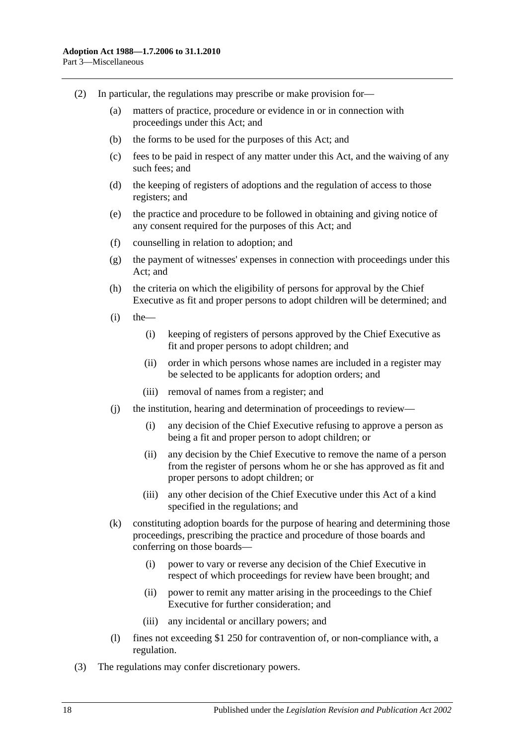(2) In particular, the regulations may prescribe or make provision for—

(a) matters of practice, procedure or evidence in or in connection with proceedings under this Act; and

(b) the forms to be used for the purposes of this Act; and

(c) fees to be paid in respect of any matter under this Act, and the waiving of any such fees; and

(d) the keeping of registers of adoptions and the regulation of access to those registers; and

(e) the practice and procedure to be followed in obtaining and giving notice of any consent required for the purposes of this Act; and

(f) counselling in relation to adoption; and

(g) the payment of witnesses' expenses in connection with proceedings under this Act; and

(h) the criteria on which the eligibility of persons for approval by the Chief Executive as fit and proper persons to adopt children will be determined; and

(i) the—

(i) keeping of registers of persons approved by the Chief Executive as fit and proper persons to adopt children; and

(ii) order in which persons whose names are included in a register may be selected to be applicants for adoption orders; and

(iii) removal of names from a register; and

(j) the institution, hearing and determination of proceedings to review—

(i) any decision of the Chief Executive refusing to approve a person as being a fit and proper person to adopt children; or

(ii) any decision by the Chief Executive to remove the name of a person from the register of persons whom he or she has approved as fit and proper persons to adopt children; or

(iii) any other decision of the Chief Executive under this Act of a kind specified in the regulations; and

(k) constituting adoption boards for the purpose of hearing and determining those proceedings, prescribing the practice and procedure of those boards and conferring on those boards—

(i) power to vary or reverse any decision of the Chief Executive in respect of which proceedings for review have been brought; and

(ii) power to remit any matter arising in the proceedings to the Chief Executive for further consideration; and

(iii) any incidental or ancillary powers; and

(l) fines not exceeding $1 250 for contravention of, or non-compliance with, a regulation.

(3) The regulations may confer discretionary powers.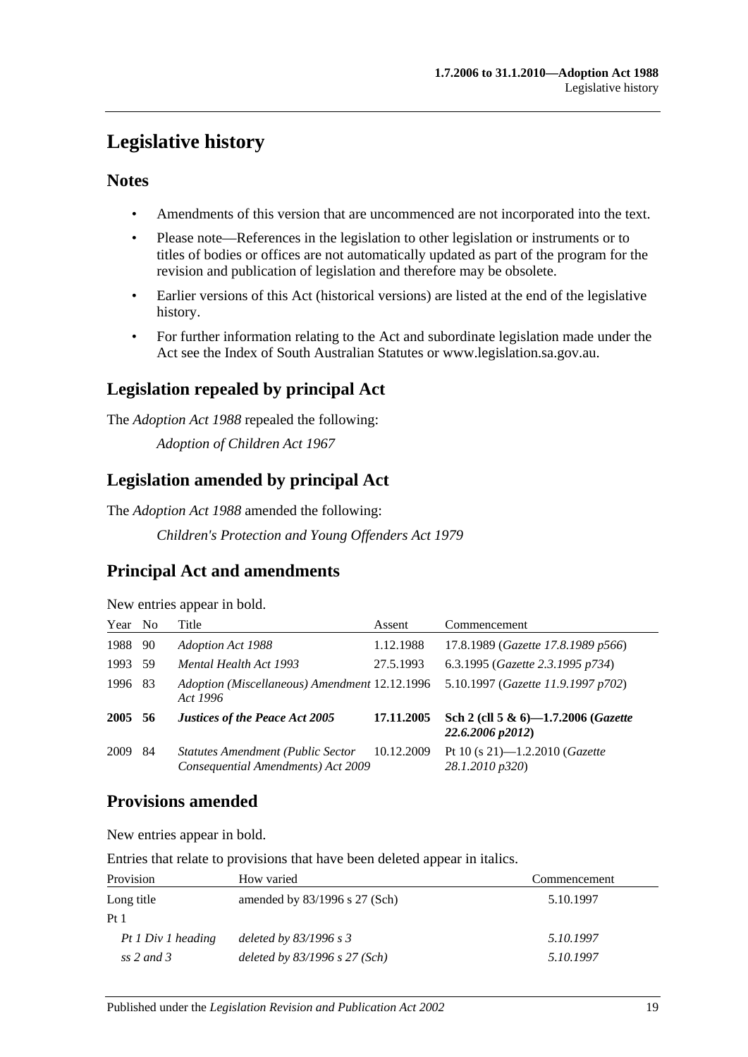# Legislative history

## Notes

- Amendments of this version that are uncommenced are not incorporated into the text.
- Please note—References in the legislation to other legislation or instruments or to titles of bodies or offices are not automatically updated as part of the program for the revision and publication of legislation and therefore may be obsolete.
- Earlier versions of this Act (historical versions) are listed at the end of the legislative history.
- For further information relating to the Act and subordinate legislation made under the Act see the Index of South Australian Statutes or www.legislation.sa.gov.au.

## Legislation repealed by principal Act

The *Adoption Act 1988* repealed the following:

*Adoption of Children Act 1967*

## Legislation amended by principal Act

The *Adoption Act 1988* amended the following:

*Children's Protection and Young Offenders Act 1979*

## Principal Act and amendments

New entries appear in bold.

| Year | No | Title | Assent | Commencement |
|---|---|---|---|---|
| 1988 | 90 | *Adoption Act 1988* | 1.12.1988 | 17.8.1989 (*Gazette 17.8.1989 p566*) |
| 1993 | 59 | *Mental Health Act 1993* | 27.5.1993 | 6.3.1995 (*Gazette 2.3.1995 p734*) |
| 1996 | 83 | *Adoption (Miscellaneous) Amendment Act 1996* | 12.12.1996 | 5.10.1997 (*Gazette 11.9.1997 p702*) |
| **2005** | **56** | ***Justices of the Peace Act 2005*** | **17.11.2005** | **Sch 2 (cll 5 & 6)—1.7.2006 (*Gazette 22.6.2006 p2012*)** |
| 2009 | 84 | *Statutes Amendment (Public Sector Consequential Amendments) Act 2009* | 10.12.2009 | Pt 10 (s 21)—1.2.2010 (*Gazette 28.1.2010 p320*) |

## Provisions amended

New entries appear in bold.

Entries that relate to provisions that have been deleted appear in italics.

| Provision | How varied | Commencement |
|---|---|---|
| Long title | amended by 83/1996 s 27 (Sch) | 5.10.1997 |
| Pt 1 | | |
| *Pt 1 Div 1 heading* | *deleted by 83/1996 s 3* | *5.10.1997* |
| *ss 2 and 3* | *deleted by 83/1996 s 27 (Sch)* | *5.10.1997* |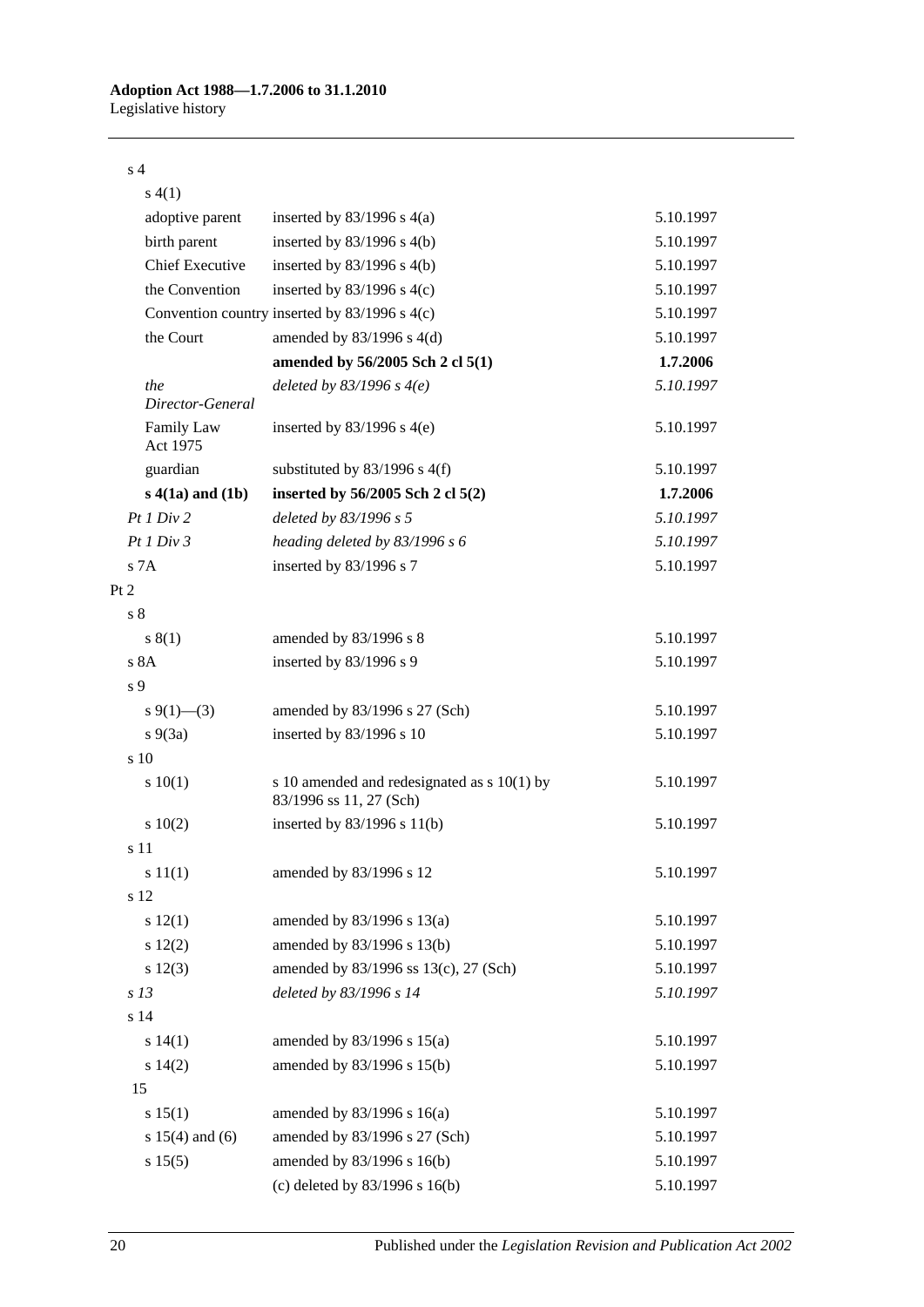| | | |
|---|---|---|
| s 4 | | |
| s 4(1) | | |
| adoptive parent | inserted by 83/1996 s 4(a) | 5.10.1997 |
| birth parent | inserted by 83/1996 s 4(b) | 5.10.1997 |
| Chief Executive | inserted by 83/1996 s 4(b) | 5.10.1997 |
| the Convention | inserted by 83/1996 s 4(c) | 5.10.1997 |
| Convention country | inserted by 83/1996 s 4(c) | 5.10.1997 |
| the Court | amended by 83/1996 s 4(d) | 5.10.1997 |
| | **amended by 56/2005 Sch 2 cl 5(1)** | **1.7.2006** |
| *the Director-General* | *deleted by 83/1996 s 4(e)* | *5.10.1997* |
| Family Law Act 1975 | inserted by 83/1996 s 4(e) | 5.10.1997 |
| guardian | substituted by 83/1996 s 4(f) | 5.10.1997 |
| **s 4(1a) and (1b)** | **inserted by 56/2005 Sch 2 cl 5(2)** | **1.7.2006** |
| *Pt 1 Div 2* | *deleted by 83/1996 s 5* | *5.10.1997* |
| *Pt 1 Div 3* | *heading deleted by 83/1996 s 6* | *5.10.1997* |
| s 7A | inserted by 83/1996 s 7 | 5.10.1997 |
| Pt 2 | | |
| s 8 | | |
| s 8(1) | amended by 83/1996 s 8 | 5.10.1997 |
| s 8A | inserted by 83/1996 s 9 | 5.10.1997 |
| s 9 | | |
| s 9(1)—(3) | amended by 83/1996 s 27 (Sch) | 5.10.1997 |
| s 9(3a) | inserted by 83/1996 s 10 | 5.10.1997 |
| s 10 | | |
| s 10(1) | s 10 amended and redesignated as s 10(1) by 83/1996 ss 11, 27 (Sch) | 5.10.1997 |
| s 10(2) | inserted by 83/1996 s 11(b) | 5.10.1997 |
| s 11 | | |
| s 11(1) | amended by 83/1996 s 12 | 5.10.1997 |
| s 12 | | |
| s 12(1) | amended by 83/1996 s 13(a) | 5.10.1997 |
| s 12(2) | amended by 83/1996 s 13(b) | 5.10.1997 |
| s 12(3) | amended by 83/1996 ss 13(c), 27 (Sch) | 5.10.1997 |
| *s 13* | *deleted by 83/1996 s 14* | *5.10.1997* |
| s 14 | | |
| s 14(1) | amended by 83/1996 s 15(a) | 5.10.1997 |
| s 14(2) | amended by 83/1996 s 15(b) | 5.10.1997 |
| 15 | | |
| s 15(1) | amended by 83/1996 s 16(a) | 5.10.1997 |
| s 15(4) and (6) | amended by 83/1996 s 27 (Sch) | 5.10.1997 |
| s 15(5) | amended by 83/1996 s 16(b) | 5.10.1997 |
| | (c) deleted by 83/1996 s 16(b) | 5.10.1997 |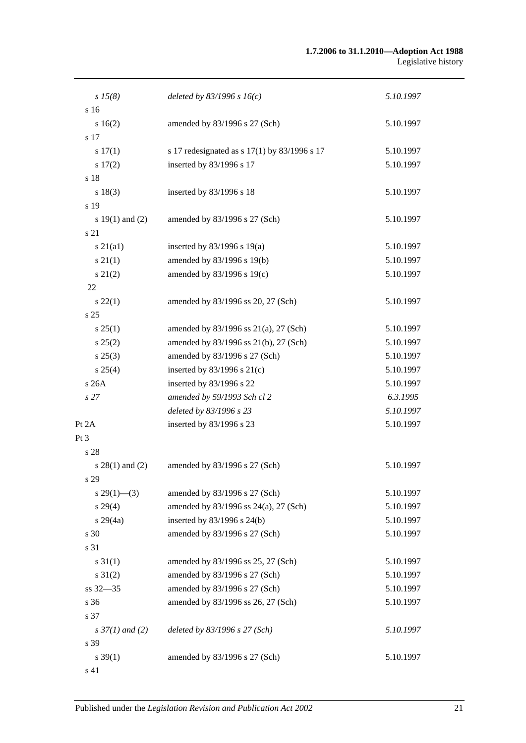| | | |
|---|---|---|
| *s 15(8)* | *deleted by 83/1996 s 16(c)* | *5.10.1997* |
| s 16 | | |
| s 16(2) | amended by 83/1996 s 27 (Sch) | 5.10.1997 |
| s 17 | | |
| s 17(1) | s 17 redesignated as s 17(1) by 83/1996 s 17 | 5.10.1997 |
| s 17(2) | inserted by 83/1996 s 17 | 5.10.1997 |
| s 18 | | |
| s 18(3) | inserted by 83/1996 s 18 | 5.10.1997 |
| s 19 | | |
| s 19(1) and (2) | amended by 83/1996 s 27 (Sch) | 5.10.1997 |
| s 21 | | |
| s 21(a1) | inserted by 83/1996 s 19(a) | 5.10.1997 |
| s 21(1) | amended by 83/1996 s 19(b) | 5.10.1997 |
| s 21(2) | amended by 83/1996 s 19(c) | 5.10.1997 |
| 22 | | |
| s 22(1) | amended by 83/1996 ss 20, 27 (Sch) | 5.10.1997 |
| s 25 | | |
| s 25(1) | amended by 83/1996 ss 21(a), 27 (Sch) | 5.10.1997 |
| s 25(2) | amended by 83/1996 ss 21(b), 27 (Sch) | 5.10.1997 |
| s 25(3) | amended by 83/1996 s 27 (Sch) | 5.10.1997 |
| s 25(4) | inserted by 83/1996 s 21(c) | 5.10.1997 |
| s 26A | inserted by 83/1996 s 22 | 5.10.1997 |
| *s 27* | *amended by 59/1993 Sch cl 2* | *6.3.1995* |
| | *deleted by 83/1996 s 23* | *5.10.1997* |
| Pt 2A | inserted by 83/1996 s 23 | 5.10.1997 |
| Pt 3 | | |
| s 28 | | |
| s 28(1) and (2) | amended by 83/1996 s 27 (Sch) | 5.10.1997 |
| s 29 | | |
| s 29(1)—(3) | amended by 83/1996 s 27 (Sch) | 5.10.1997 |
| s 29(4) | amended by 83/1996 ss 24(a), 27 (Sch) | 5.10.1997 |
| s 29(4a) | inserted by 83/1996 s 24(b) | 5.10.1997 |
| s 30 | amended by 83/1996 s 27 (Sch) | 5.10.1997 |
| s 31 | | |
| s 31(1) | amended by 83/1996 ss 25, 27 (Sch) | 5.10.1997 |
| s 31(2) | amended by 83/1996 s 27 (Sch) | 5.10.1997 |
| ss 32—35 | amended by 83/1996 s 27 (Sch) | 5.10.1997 |
| s 36 | amended by 83/1996 ss 26, 27 (Sch) | 5.10.1997 |
| s 37 | | |
| *s 37(1) and (2)* | *deleted by 83/1996 s 27 (Sch)* | *5.10.1997* |
| s 39 | | |
| s 39(1) | amended by 83/1996 s 27 (Sch) | 5.10.1997 |
| s 41 | | |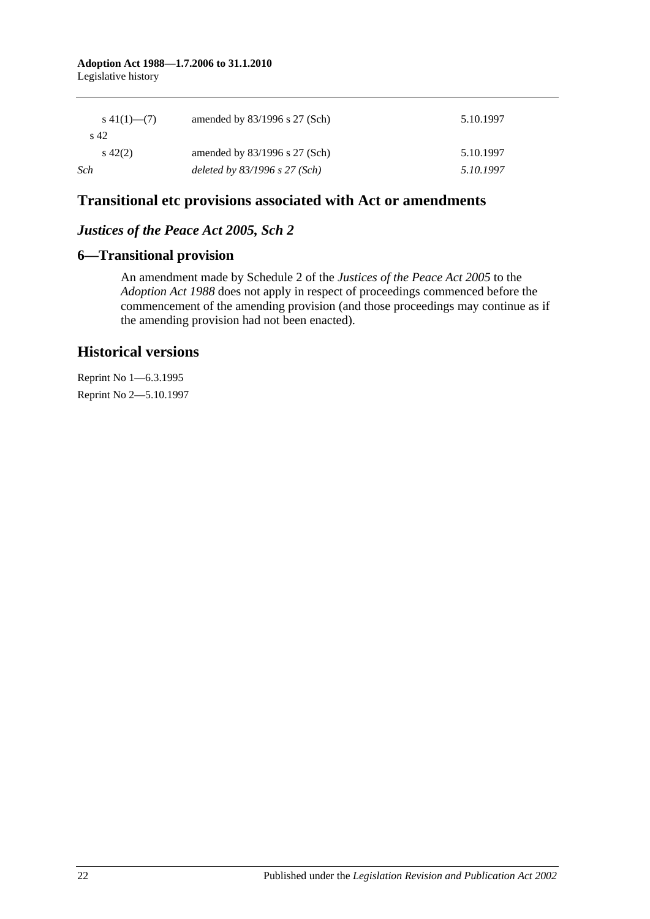| | | |
|---|---|---|
| s 41(1)—(7) | amended by 83/1996 s 27 (Sch) | 5.10.1997 |
| s 42 | | |
| s 42(2) | amended by 83/1996 s 27 (Sch) | 5.10.1997 |
| *Sch* | *deleted by 83/1996 s 27 (Sch)* | *5.10.1997* |

## Transitional etc provisions associated with Act or amendments

### *Justices of the Peace Act 2005, Sch 2*

### 6—Transitional provision

An amendment made by Schedule 2 of the *Justices of the Peace Act 2005* to the *Adoption Act 1988* does not apply in respect of proceedings commenced before the commencement of the amending provision (and those proceedings may continue as if the amending provision had not been enacted).

## Historical versions

Reprint No 1—6.3.1995

Reprint No 2—5.10.1997